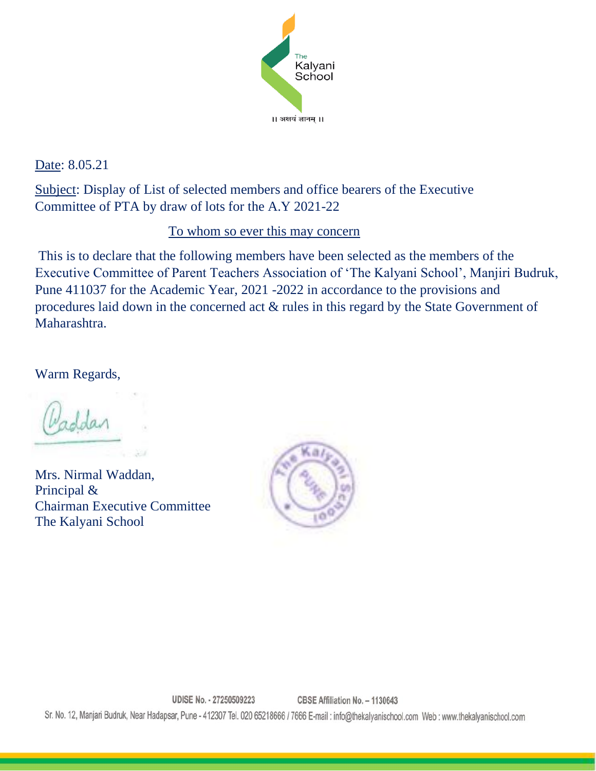The Kalyani School

॥ अक्षयं ज्ञानम् ॥

Date: 8.05.21

Subject: Display of List of selected members and office bearers of the Executive Committee of PTA by draw of lots for the A.Y 2021-22

To whom so ever this may concern

This is to declare that the following members have been selected as the members of the Executive Committee of Parent Teachers Association of 'The Kalyani School', Manjiri Budruk, Pune 411037 for the Academic Year, 2021 -2022 in accordance to the provisions and procedures laid down in the concerned act & rules in this regard by the State Government of Maharashtra.

Warm Regards,

Waddan

Mrs. Nirmal Waddan,
Principal &
Chairman Executive Committee
The Kalyani School

UDISE No. - 27250509223 CBSE Affiliation No. – 1130643

Sr. No. 12, Manjari Budruk, Near Hadapsar, Pune - 412307 Tel. 020 65218666 / 7666 E-mail : info@thekalyanischool.com Web : www.thekalyanischool.com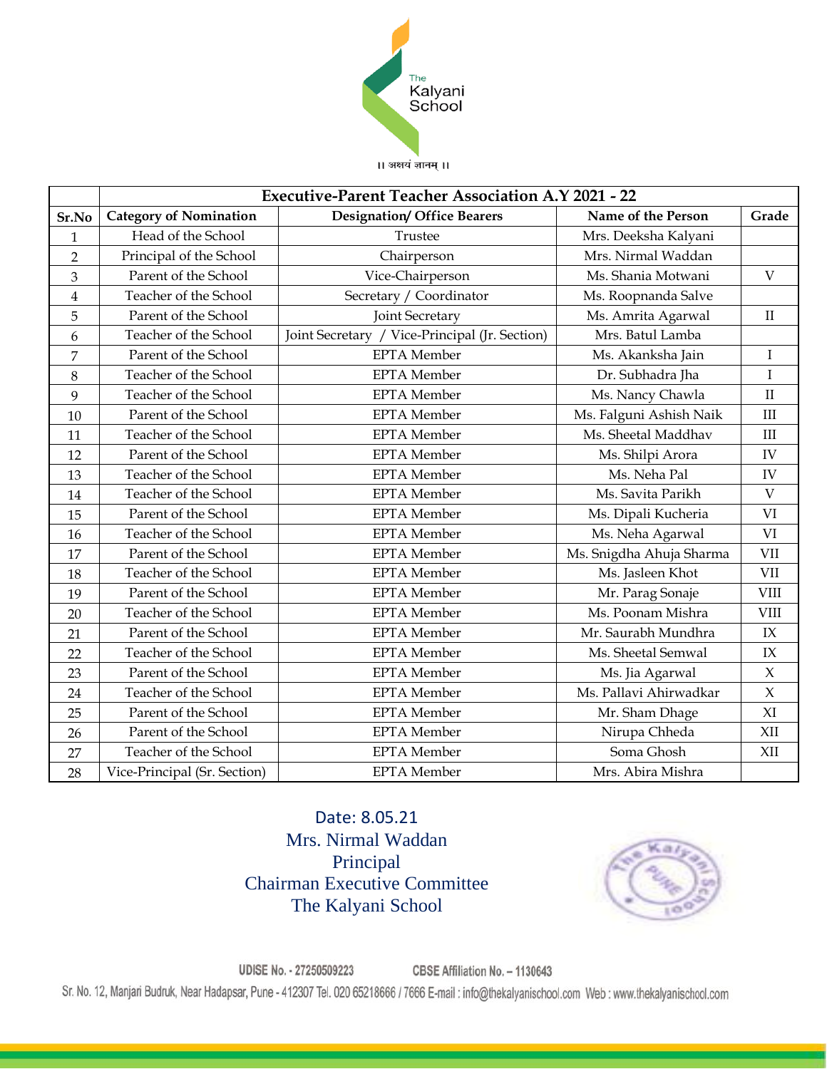The Kalyani School

॥ अक्षयं ज्ञानम् ॥

| | Executive-Parent Teacher Association A.Y 2021 - 22 | | | |
|---|---|---|---|---|
| **Sr.No** | **Category of Nomination** | **Designation/ Office Bearers** | **Name of the Person** | **Grade** |
| 1 | Head of the School | Trustee | Mrs. Deeksha Kalyani | |
| 2 | Principal of the School | Chairperson | Mrs. Nirmal Waddan | |
| 3 | Parent of the School | Vice-Chairperson | Ms. Shania Motwani | V |
| 4 | Teacher of the School | Secretary / Coordinator | Ms. Roopnanda Salve | |
| 5 | Parent of the School | Joint Secretary | Ms. Amrita Agarwal | II |
| 6 | Teacher of the School | Joint Secretary / Vice-Principal (Jr. Section) | Mrs. Batul Lamba | |
| 7 | Parent of the School | EPTA Member | Ms. Akanksha Jain | I |
| 8 | Teacher of the School | EPTA Member | Dr. Subhadra Jha | I |
| 9 | Teacher of the School | EPTA Member | Ms. Nancy Chawla | II |
| 10 | Parent of the School | EPTA Member | Ms. Falguni Ashish Naik | III |
| 11 | Teacher of the School | EPTA Member | Ms. Sheetal Maddhav | III |
| 12 | Parent of the School | EPTA Member | Ms. Shilpi Arora | IV |
| 13 | Teacher of the School | EPTA Member | Ms. Neha Pal | IV |
| 14 | Teacher of the School | EPTA Member | Ms. Savita Parikh | V |
| 15 | Parent of the School | EPTA Member | Ms. Dipali Kucheria | VI |
| 16 | Teacher of the School | EPTA Member | Ms. Neha Agarwal | VI |
| 17 | Parent of the School | EPTA Member | Ms. Snigdha Ahuja Sharma | VII |
| 18 | Teacher of the School | EPTA Member | Ms. Jasleen Khot | VII |
| 19 | Parent of the School | EPTA Member | Mr. Parag Sonaje | VIII |
| 20 | Teacher of the School | EPTA Member | Ms. Poonam Mishra | VIII |
| 21 | Parent of the School | EPTA Member | Mr. Saurabh Mundhra | IX |
| 22 | Teacher of the School | EPTA Member | Ms. Sheetal Semwal | IX |
| 23 | Parent of the School | EPTA Member | Ms. Jia Agarwal | X |
| 24 | Teacher of the School | EPTA Member | Ms. Pallavi Ahirwadkar | X |
| 25 | Parent of the School | EPTA Member | Mr. Sham Dhage | XI |
| 26 | Parent of the School | EPTA Member | Nirupa Chheda | XII |
| 27 | Teacher of the School | EPTA Member | Soma Ghosh | XII |
| 28 | Vice-Principal (Sr. Section) | EPTA Member | Mrs. Abira Mishra | |

Date: 8.05.21
Mrs. Nirmal Waddan
Principal
Chairman Executive Committee
The Kalyani School

UDISE No. - 27250509223 CBSE Affiliation No. – 1130643

Sr. No. 12, Manjari Budruk, Near Hadapsar, Pune - 412307 Tel. 020 65218666 / 7666 E-mail : info@thekalyanischool.com Web : www.thekalyanischool.com